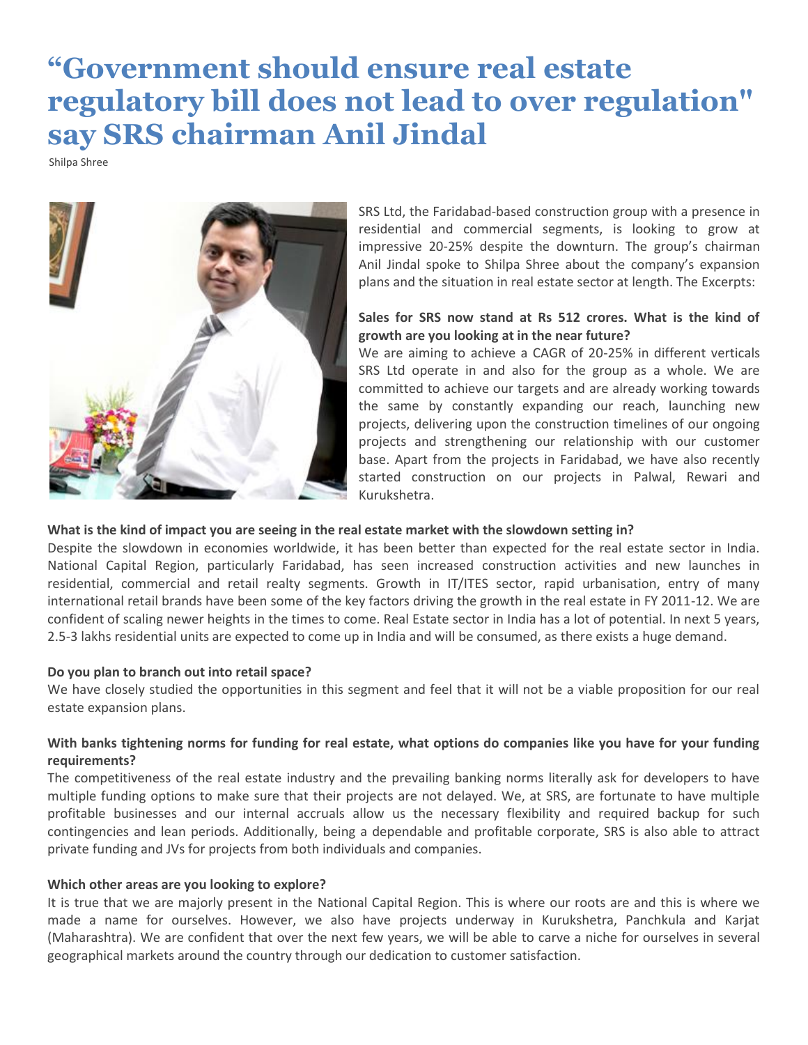# "Government should ensure real estate regulatory bill does not lead to over regulation" say SRS chairman Anil Jindal

Shilpa Shree

SRS Ltd, the Faridabad-based construction group with a presence in residential and commercial segments, is looking to grow at impressive 20-25% despite the downturn. The group's chairman Anil Jindal spoke to Shilpa Shree about the company's expansion plans and the situation in real estate sector at length. The Excerpts:

**Sales for SRS now stand at Rs 512 crores. What is the kind of growth are you looking at in the near future?**

We are aiming to achieve a CAGR of 20-25% in different verticals SRS Ltd operate in and also for the group as a whole. We are committed to achieve our targets and are already working towards the same by constantly expanding our reach, launching new projects, delivering upon the construction timelines of our ongoing projects and strengthening our relationship with our customer base. Apart from the projects in Faridabad, we have also recently started construction on our projects in Palwal, Rewari and Kurukshetra.

**What is the kind of impact you are seeing in the real estate market with the slowdown setting in?**

Despite the slowdown in economies worldwide, it has been better than expected for the real estate sector in India. National Capital Region, particularly Faridabad, has seen increased construction activities and new launches in residential, commercial and retail realty segments. Growth in IT/ITES sector, rapid urbanisation, entry of many international retail brands have been some of the key factors driving the growth in the real estate in FY 2011-12. We are confident of scaling newer heights in the times to come. Real Estate sector in India has a lot of potential. In next 5 years, 2.5-3 lakhs residential units are expected to come up in India and will be consumed, as there exists a huge demand.

**Do you plan to branch out into retail space?**

We have closely studied the opportunities in this segment and feel that it will not be a viable proposition for our real estate expansion plans.

**With banks tightening norms for funding for real estate, what options do companies like you have for your funding requirements?**

The competitiveness of the real estate industry and the prevailing banking norms literally ask for developers to have multiple funding options to make sure that their projects are not delayed. We, at SRS, are fortunate to have multiple profitable businesses and our internal accruals allow us the necessary flexibility and required backup for such contingencies and lean periods. Additionally, being a dependable and profitable corporate, SRS is also able to attract private funding and JVs for projects from both individuals and companies.

**Which other areas are you looking to explore?**

It is true that we are majorly present in the National Capital Region. This is where our roots are and this is where we made a name for ourselves. However, we also have projects underway in Kurukshetra, Panchkula and Karjat (Maharashtra). We are confident that over the next few years, we will be able to carve a niche for ourselves in several geographical markets around the country through our dedication to customer satisfaction.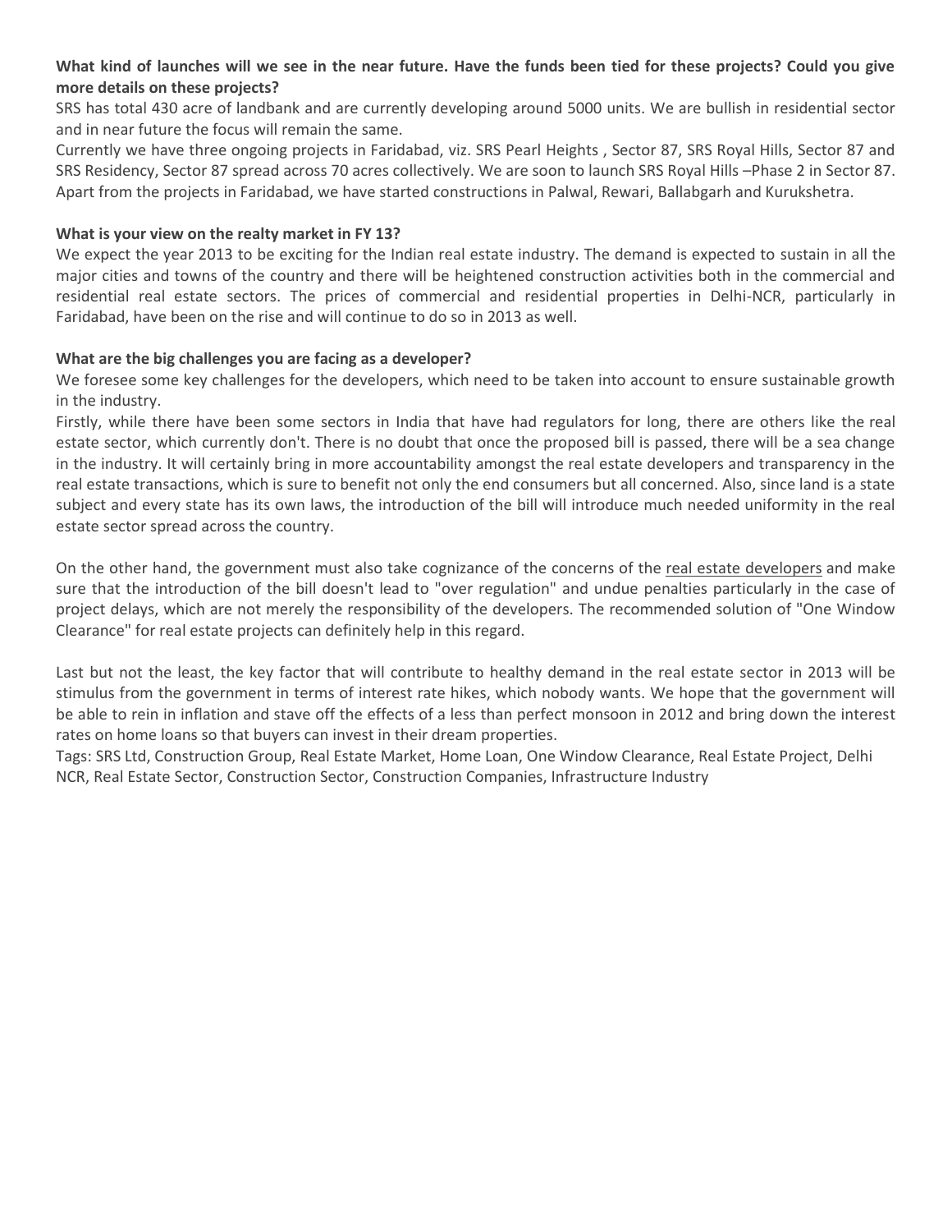**What kind of launches will we see in the near future. Have the funds been tied for these projects? Could you give more details on these projects?**

SRS has total 430 acre of landbank and are currently developing around 5000 units. We are bullish in residential sector and in near future the focus will remain the same.

Currently we have three ongoing projects in Faridabad, viz. SRS Pearl Heights , Sector 87, SRS Royal Hills, Sector 87 and SRS Residency, Sector 87 spread across 70 acres collectively. We are soon to launch SRS Royal Hills –Phase 2 in Sector 87. Apart from the projects in Faridabad, we have started constructions in Palwal, Rewari, Ballabgarh and Kurukshetra.

**What is your view on the realty market in FY 13?**

We expect the year 2013 to be exciting for the Indian real estate industry. The demand is expected to sustain in all the major cities and towns of the country and there will be heightened construction activities both in the commercial and residential real estate sectors. The prices of commercial and residential properties in Delhi-NCR, particularly in Faridabad, have been on the rise and will continue to do so in 2013 as well.

**What are the big challenges you are facing as a developer?**

We foresee some key challenges for the developers, which need to be taken into account to ensure sustainable growth in the industry.

Firstly, while there have been some sectors in India that have had regulators for long, there are others like the real estate sector, which certainly don't. There is no doubt that once the proposed bill is passed, there will be a sea change in the industry. It will certainly bring in more accountability amongst the real estate developers and transparency in the real estate transactions, which is sure to benefit not only the end consumers but all concerned. Also, since land is a state subject and every state has its own laws, the introduction of the bill will introduce much needed uniformity in the real estate sector spread across the country.

On the other hand, the government must also take cognizance of the concerns of the real estate developers and make sure that the introduction of the bill doesn't lead to "over regulation" and undue penalties particularly in the case of project delays, which are not merely the responsibility of the developers. The recommended solution of "One Window Clearance" for real estate projects can definitely help in this regard.

Last but not the least, the key factor that will contribute to healthy demand in the real estate sector in 2013 will be stimulus from the government in terms of interest rate hikes, which nobody wants. We hope that the government will be able to rein in inflation and stave off the effects of a less than perfect monsoon in 2012 and bring down the interest rates on home loans so that buyers can invest in their dream properties.

Tags: SRS Ltd, Construction Group, Real Estate Market, Home Loan, One Window Clearance, Real Estate Project, Delhi NCR, Real Estate Sector, Construction Sector, Construction Companies, Infrastructure Industry